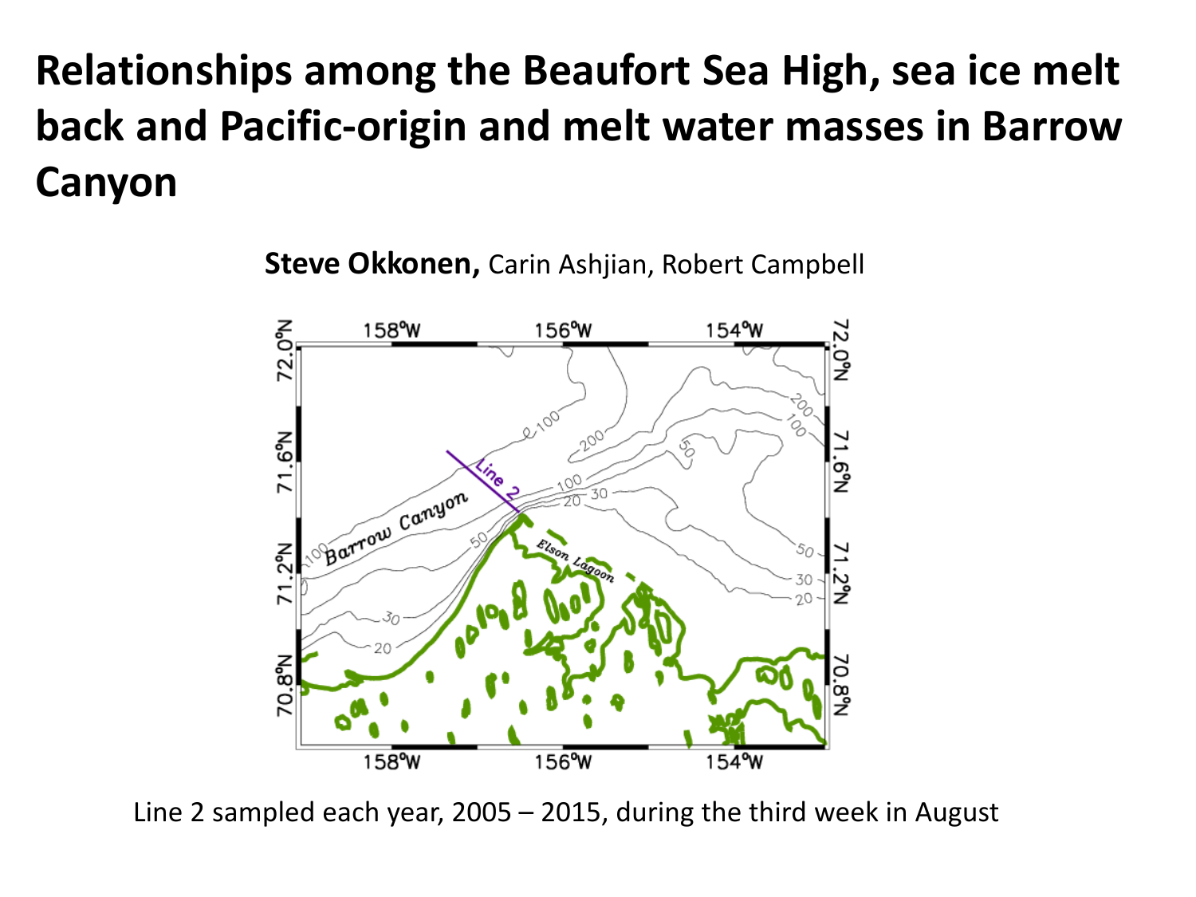# Relationships among the Beaufort Sea High, sea ice melt back and Pacific-origin and melt water masses in Barrow Canyon

**Steve Okkonen,** Carin Ashjian, Robert Campbell

Line 2 sampled each year, 2005 – 2015, during the third week in August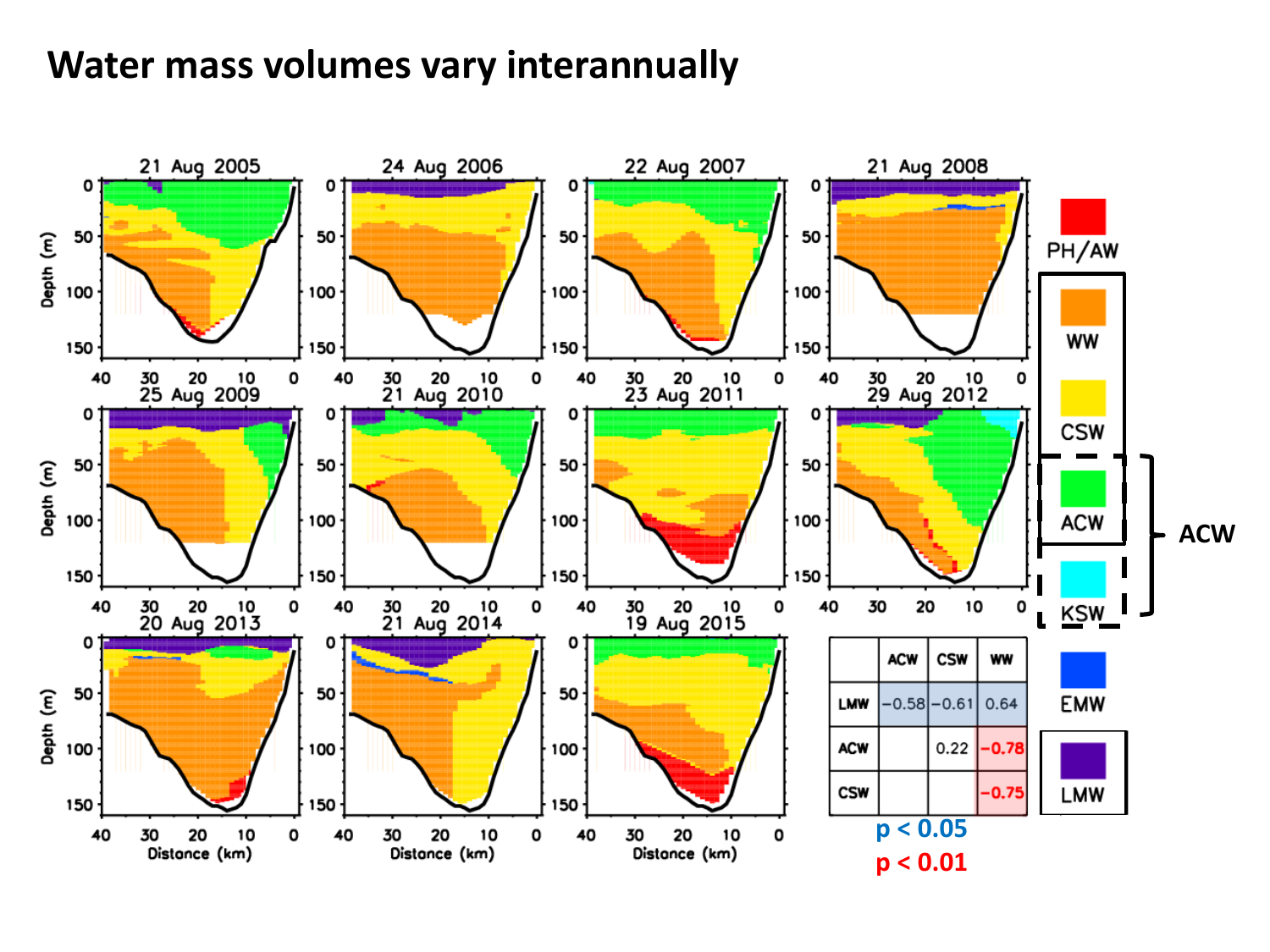# Water mass volumes vary interannually

|     | ACW | CSW | WW |
| --- | --- | --- | --- |
| LMW | −0.58 | −0.61 | 0.64 |
| ACW |  | 0.22 | −0.78 |
| CSW |  |  | −0.75 |

$p < 0.05$

$p < 0.01$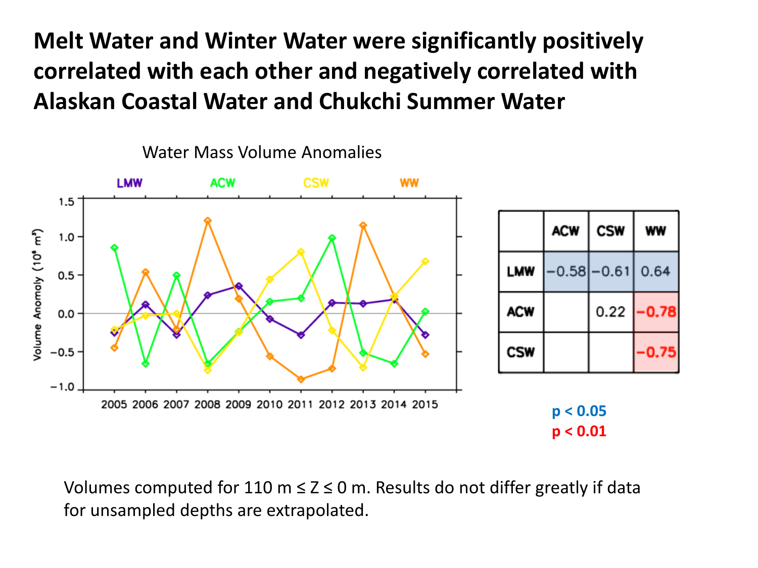# Melt Water and Winter Water were significantly positively correlated with each other and negatively correlated with Alaskan Coastal Water and Chukchi Summer Water

Water Mass Volume Anomalies

| | ACW | CSW | WW |
|---|---|---|---|
| LMW | −0.58 | −0.61 | 0.64 |
| ACW | | 0.22 | **−0.78** |
| CSW | | | **−0.75** |

**$p < 0.05$**

**$p < 0.01$**

Volumes computed for 110 m ≤ Z ≤ 0 m. Results do not differ greatly if data for unsampled depths are extrapolated.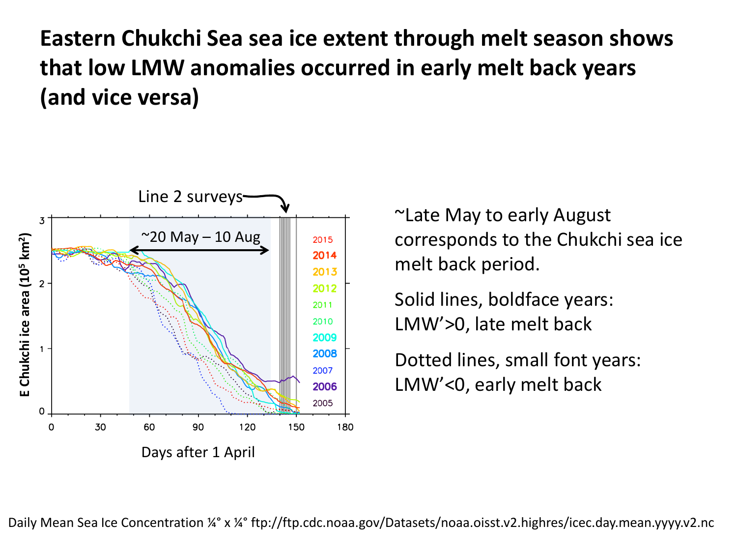# Eastern Chukchi Sea sea ice extent through melt season shows that low LMW anomalies occurred in early melt back years (and vice versa)

~Late May to early August corresponds to the Chukchi sea ice melt back period.

Solid lines, boldface years: LMW’>0, late melt back

Dotted lines, small font years: LMW’<0, early melt back

Daily Mean Sea Ice Concentration ¼° x ¼° ftp://ftp.cdc.noaa.gov/Datasets/noaa.oisst.v2.highres/icec.day.mean.yyyy.v2.nc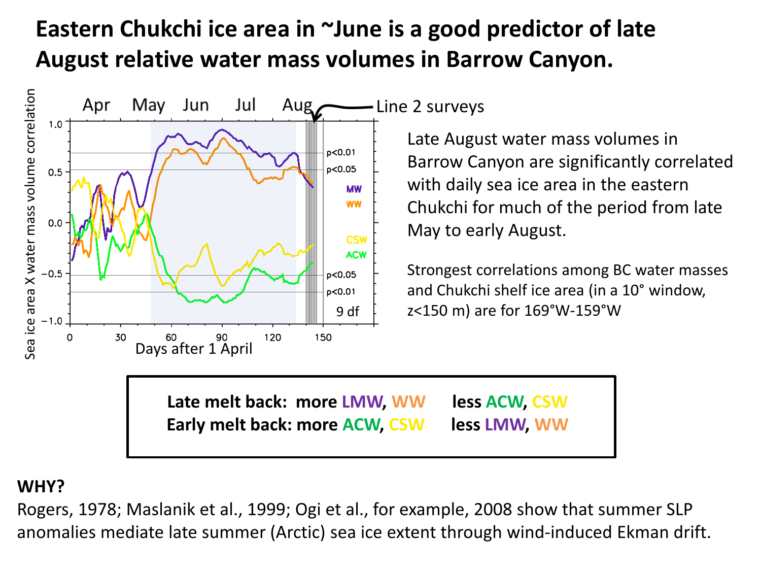# Eastern Chukchi ice area in ~June is a good predictor of late August relative water mass volumes in Barrow Canyon.

Late August water mass volumes in Barrow Canyon are significantly correlated with daily sea ice area in the eastern Chukchi for much of the period from late May to early August.

Strongest correlations among BC water masses and Chukchi shelf ice area (in a 10° window, z<150 m) are for 169°W-159°W

**Late melt back: more LMW, WW less ACW, CSW**
**Early melt back: more ACW, CSW less LMW, WW**

**WHY?**

Rogers, 1978; Maslanik et al., 1999; Ogi et al., for example, 2008 show that summer SLP anomalies mediate late summer (Arctic) sea ice extent through wind-induced Ekman drift.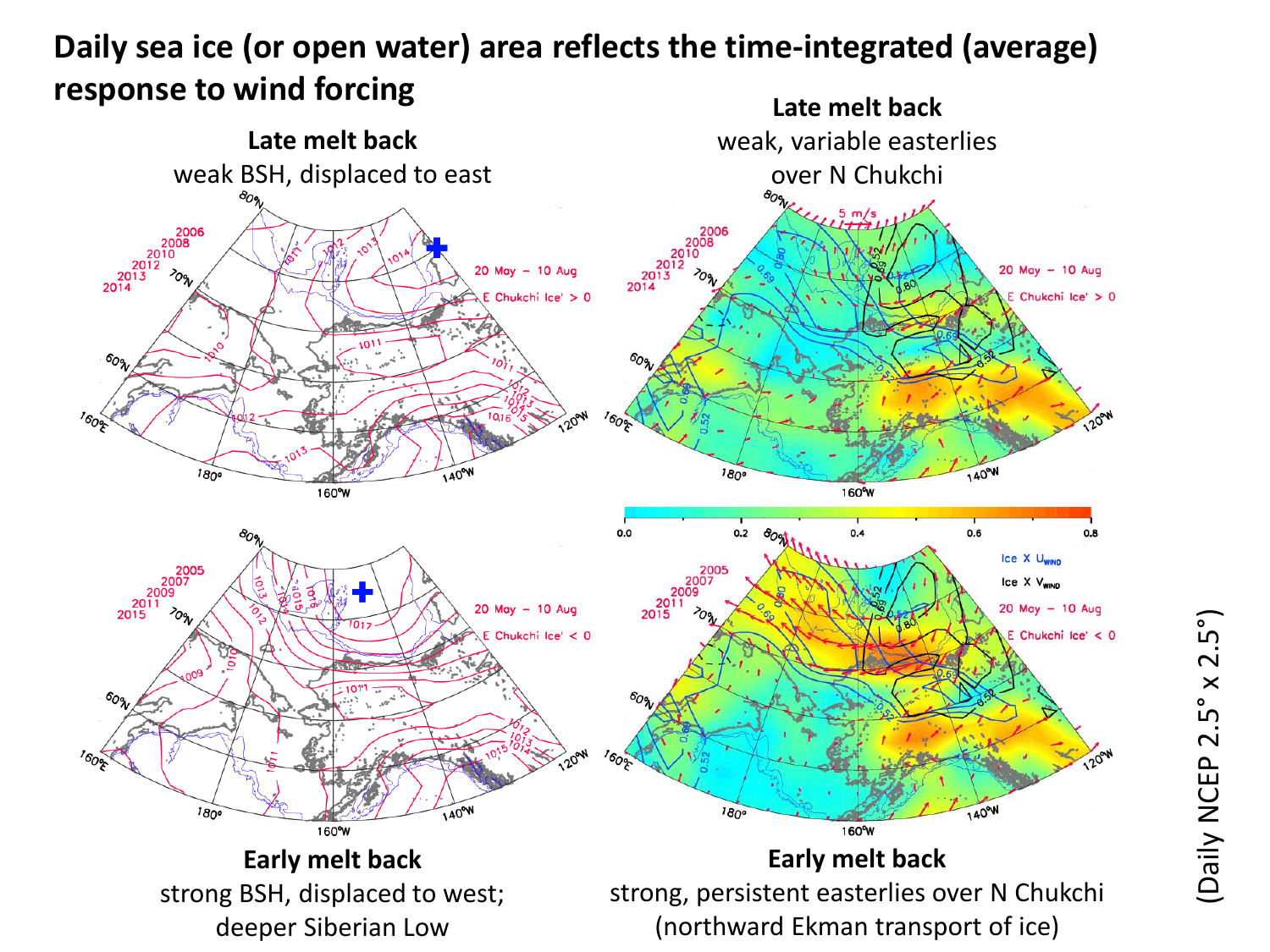# Daily sea ice (or open water) area reflects the time-integrated (average) response to wind forcing

**Late melt back**
weak BSH, displaced to east

**Late melt back**
weak, variable easterlies over N Chukchi

**Early melt back**
strong BSH, displaced to west; deeper Siberian Low

**Early melt back**
strong, persistent easterlies over N Chukchi (northward Ekman transport of ice)

(Daily NCEP 2.5° x 2.5°)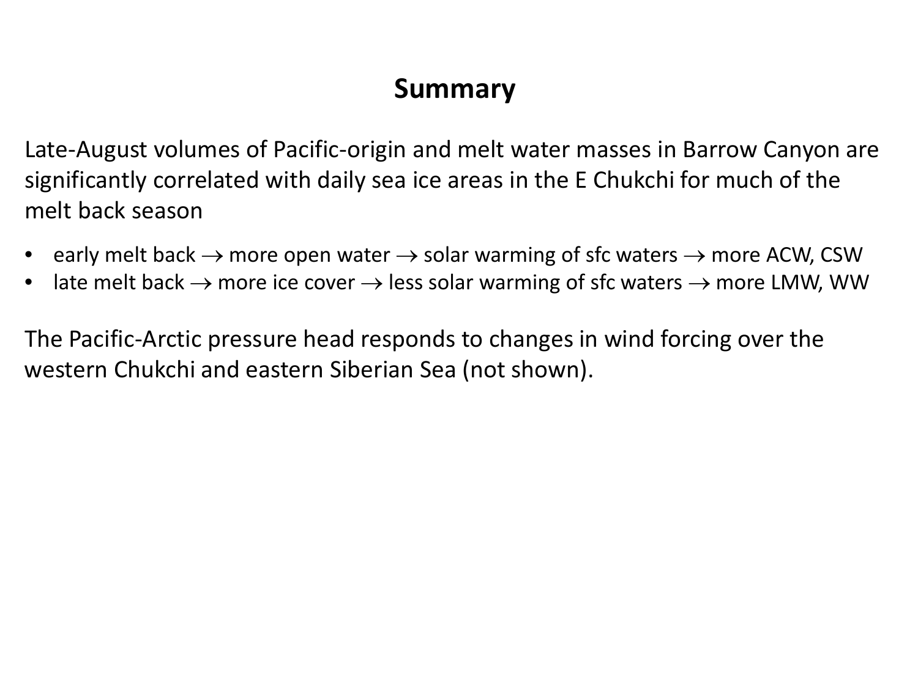# Summary

Late-August volumes of Pacific-origin and melt water masses in Barrow Canyon are significantly correlated with daily sea ice areas in the E Chukchi for much of the melt back season

- early melt back $\rightarrow$ more open water $\rightarrow$ solar warming of sfc waters $\rightarrow$ more ACW, CSW
- late melt back $\rightarrow$ more ice cover $\rightarrow$ less solar warming of sfc waters $\rightarrow$ more LMW, WW

The Pacific-Arctic pressure head responds to changes in wind forcing over the western Chukchi and eastern Siberian Sea (not shown).